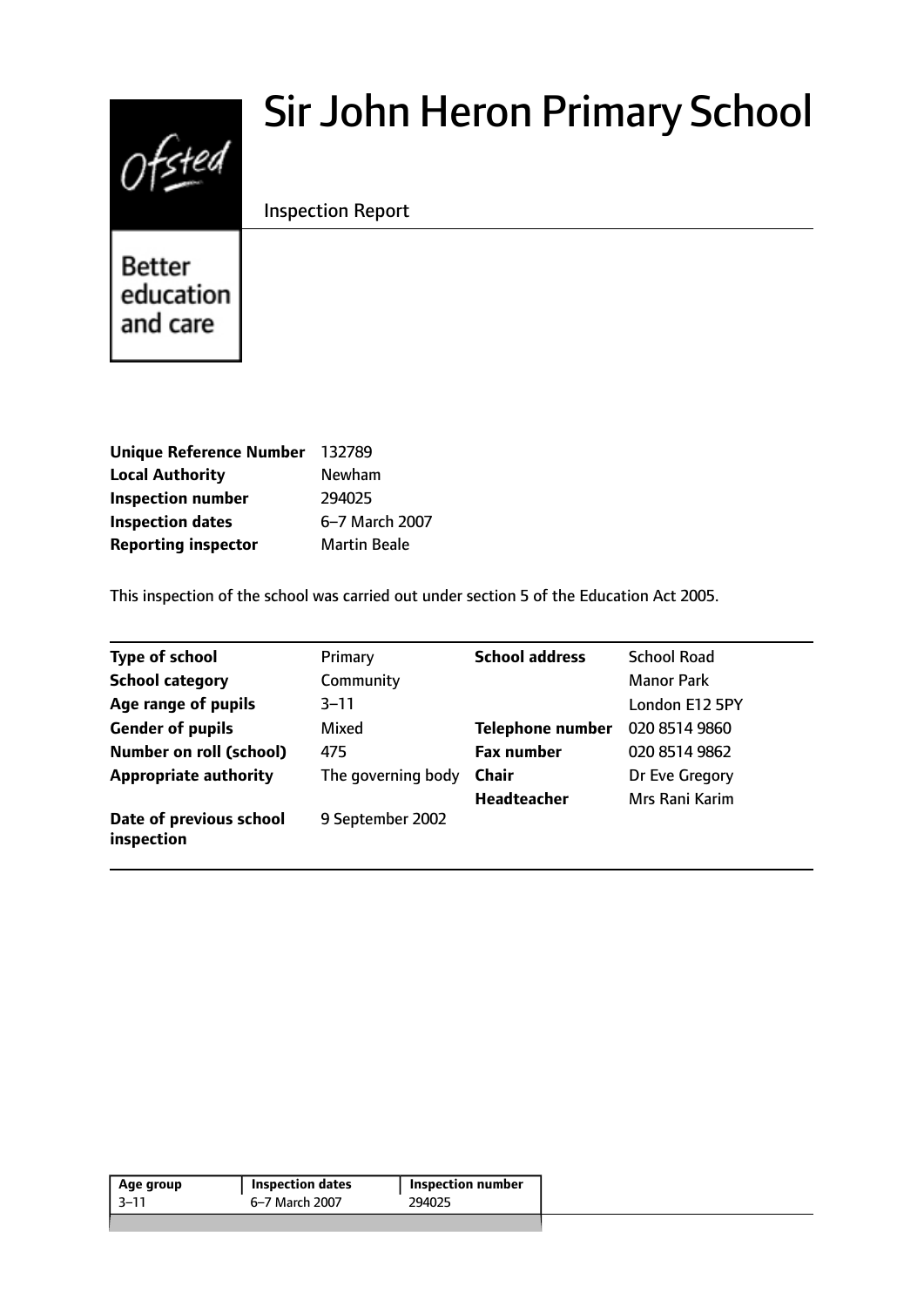# Sir John Heron Primary School

Inspection Report

Better education and care

| | |
|---|---|
| **Unique Reference Number** | 132789 |
| **Local Authority** | Newham |
| **Inspection number** | 294025 |
| **Inspection dates** | 6–7 March 2007 |
| **Reporting inspector** | Martin Beale |

This inspection of the school was carried out under section 5 of the Education Act 2005.

| | | | |
|---|---|---|---|
| **Type of school** | Primary | **School address** | School Road |
| **School category** | Community | | Manor Park |
| **Age range of pupils** | 3–11 | | London E12 5PY |
| **Gender of pupils** | Mixed | **Telephone number** | 020 8514 9860 |
| **Number on roll (school)** | 475 | **Fax number** | 020 8514 9862 |
| **Appropriate authority** | The governing body | **Chair** | Dr Eve Gregory |
| | | **Headteacher** | Mrs Rani Karim |
| **Date of previous school inspection** | 9 September 2002 | | |

| Age group | Inspection dates | Inspection number |
|---|---|---|
| 3–11 | 6–7 March 2007 | 294025 |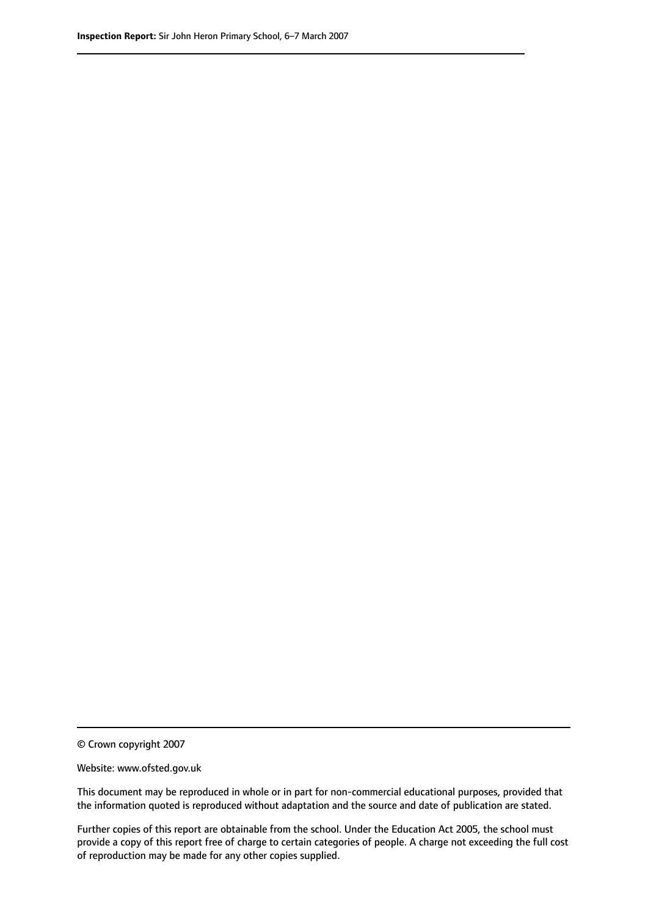© Crown copyright 2007

Website: www.ofsted.gov.uk

This document may be reproduced in whole or in part for non-commercial educational purposes, provided that the information quoted is reproduced without adaptation and the source and date of publication are stated.

Further copies of this report are obtainable from the school. Under the Education Act 2005, the school must provide a copy of this report free of charge to certain categories of people. A charge not exceeding the full cost of reproduction may be made for any other copies supplied.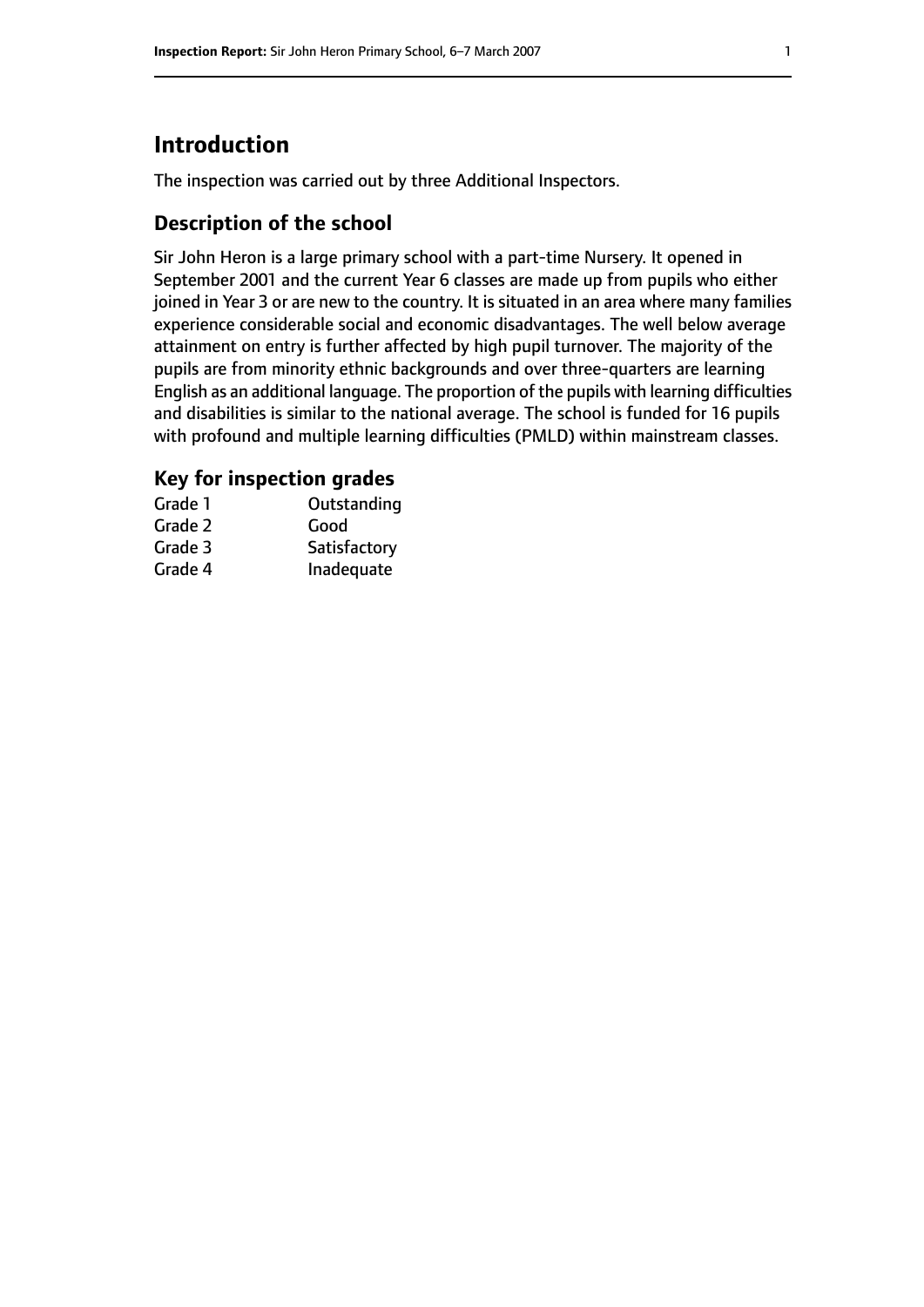# Introduction

The inspection was carried out by three Additional Inspectors.

## Description of the school

Sir John Heron is a large primary school with a part-time Nursery. It opened in September 2001 and the current Year 6 classes are made up from pupils who either joined in Year 3 or are new to the country. It is situated in an area where many families experience considerable social and economic disadvantages. The well below average attainment on entry is further affected by high pupil turnover. The majority of the pupils are from minority ethnic backgrounds and over three-quarters are learning English as an additional language. The proportion of the pupils with learning difficulties and disabilities is similar to the national average. The school is funded for 16 pupils with profound and multiple learning difficulties (PMLD) within mainstream classes.

### Key for inspection grades

| | |
|---|---|
| Grade 1 | Outstanding |
| Grade 2 | Good |
| Grade 3 | Satisfactory |
| Grade 4 | Inadequate |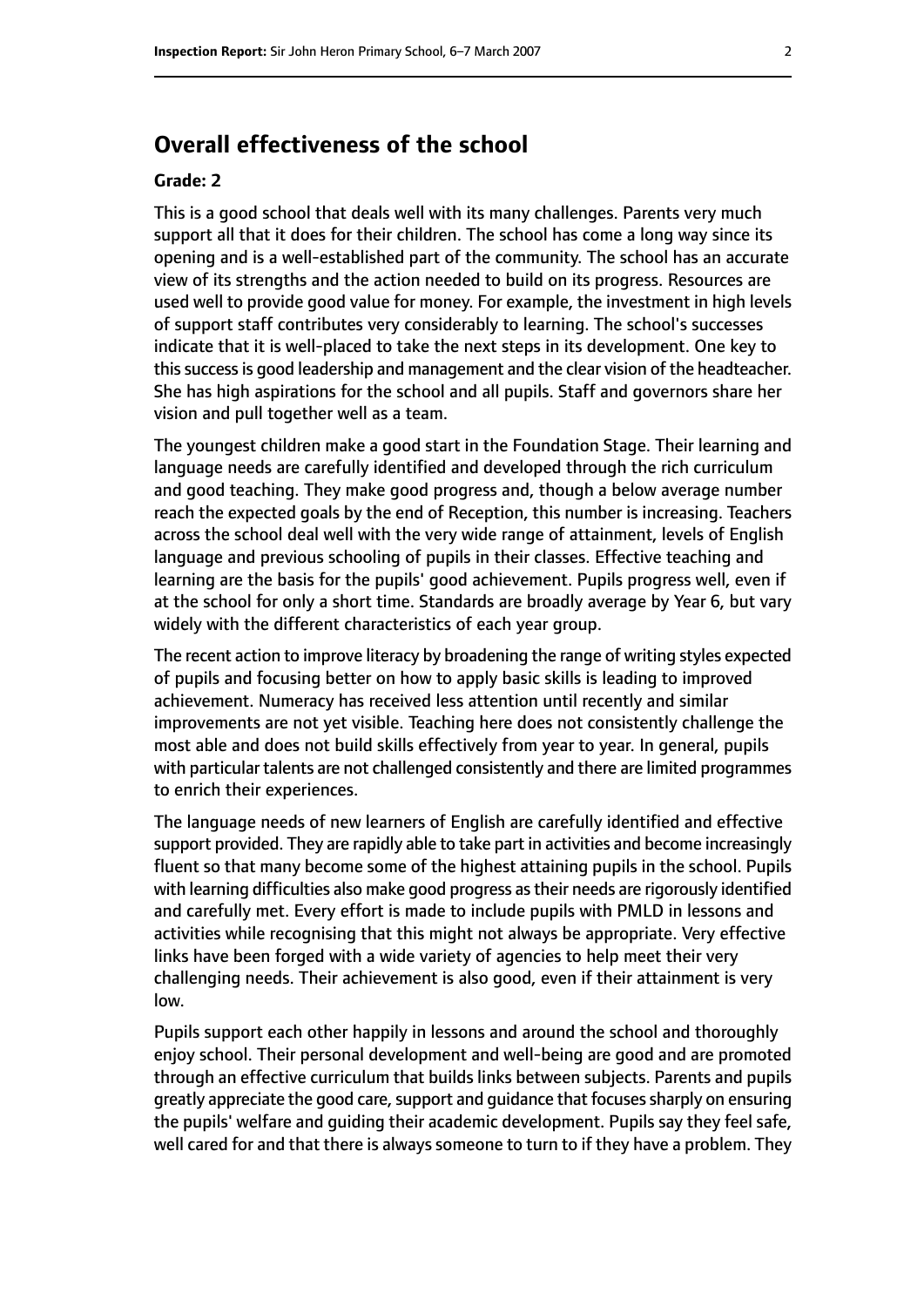## Overall effectiveness of the school

**Grade: 2**

This is a good school that deals well with its many challenges. Parents very much support all that it does for their children. The school has come a long way since its opening and is a well-established part of the community. The school has an accurate view of its strengths and the action needed to build on its progress. Resources are used well to provide good value for money. For example, the investment in high levels of support staff contributes very considerably to learning. The school's successes indicate that it is well-placed to take the next steps in its development. One key to this success is good leadership and management and the clear vision of the headteacher. She has high aspirations for the school and all pupils. Staff and governors share her vision and pull together well as a team.

The youngest children make a good start in the Foundation Stage. Their learning and language needs are carefully identified and developed through the rich curriculum and good teaching. They make good progress and, though a below average number reach the expected goals by the end of Reception, this number is increasing. Teachers across the school deal well with the very wide range of attainment, levels of English language and previous schooling of pupils in their classes. Effective teaching and learning are the basis for the pupils' good achievement. Pupils progress well, even if at the school for only a short time. Standards are broadly average by Year 6, but vary widely with the different characteristics of each year group.

The recent action to improve literacy by broadening the range of writing styles expected of pupils and focusing better on how to apply basic skills is leading to improved achievement. Numeracy has received less attention until recently and similar improvements are not yet visible. Teaching here does not consistently challenge the most able and does not build skills effectively from year to year. In general, pupils with particular talents are not challenged consistently and there are limited programmes to enrich their experiences.

The language needs of new learners of English are carefully identified and effective support provided. They are rapidly able to take part in activities and become increasingly fluent so that many become some of the highest attaining pupils in the school. Pupils with learning difficulties also make good progress as their needs are rigorously identified and carefully met. Every effort is made to include pupils with PMLD in lessons and activities while recognising that this might not always be appropriate. Very effective links have been forged with a wide variety of agencies to help meet their very challenging needs. Their achievement is also good, even if their attainment is very low.

Pupils support each other happily in lessons and around the school and thoroughly enjoy school. Their personal development and well-being are good and are promoted through an effective curriculum that builds links between subjects. Parents and pupils greatly appreciate the good care, support and guidance that focuses sharply on ensuring the pupils' welfare and guiding their academic development. Pupils say they feel safe, well cared for and that there is always someone to turn to if they have a problem. They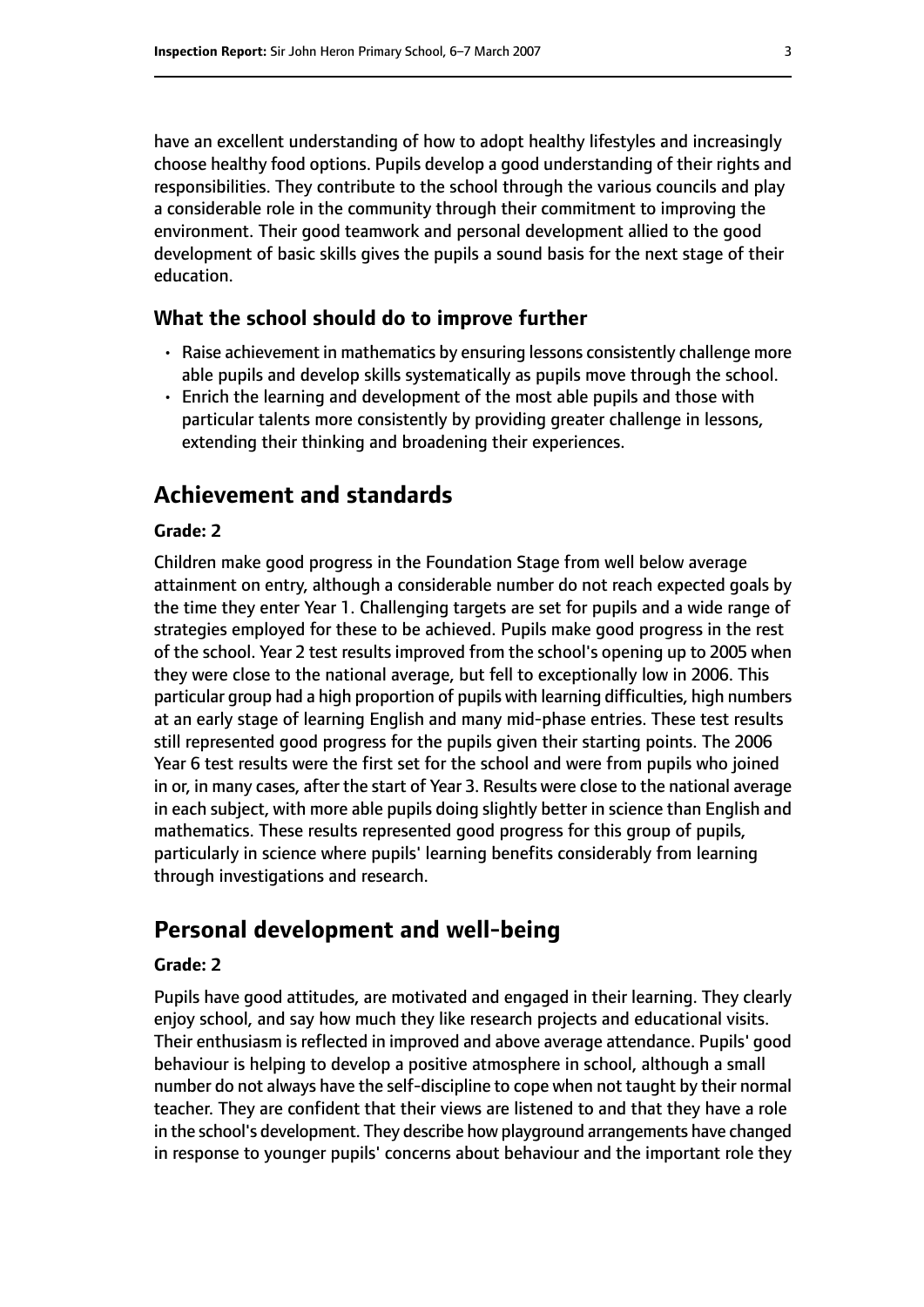have an excellent understanding of how to adopt healthy lifestyles and increasingly choose healthy food options. Pupils develop a good understanding of their rights and responsibilities. They contribute to the school through the various councils and play a considerable role in the community through their commitment to improving the environment. Their good teamwork and personal development allied to the good development of basic skills gives the pupils a sound basis for the next stage of their education.

### What the school should do to improve further

- Raise achievement in mathematics by ensuring lessons consistently challenge more able pupils and develop skills systematically as pupils move through the school.
- Enrich the learning and development of the most able pupils and those with particular talents more consistently by providing greater challenge in lessons, extending their thinking and broadening their experiences.

## Achievement and standards

#### Grade: 2

Children make good progress in the Foundation Stage from well below average attainment on entry, although a considerable number do not reach expected goals by the time they enter Year 1. Challenging targets are set for pupils and a wide range of strategies employed for these to be achieved. Pupils make good progress in the rest of the school. Year 2 test results improved from the school's opening up to 2005 when they were close to the national average, but fell to exceptionally low in 2006. This particular group had a high proportion of pupils with learning difficulties, high numbers at an early stage of learning English and many mid-phase entries. These test results still represented good progress for the pupils given their starting points. The 2006 Year 6 test results were the first set for the school and were from pupils who joined in or, in many cases, after the start of Year 3. Results were close to the national average in each subject, with more able pupils doing slightly better in science than English and mathematics. These results represented good progress for this group of pupils, particularly in science where pupils' learning benefits considerably from learning through investigations and research.

## Personal development and well-being

#### Grade: 2

Pupils have good attitudes, are motivated and engaged in their learning. They clearly enjoy school, and say how much they like research projects and educational visits. Their enthusiasm is reflected in improved and above average attendance. Pupils' good behaviour is helping to develop a positive atmosphere in school, although a small number do not always have the self-discipline to cope when not taught by their normal teacher. They are confident that their views are listened to and that they have a role in the school's development. They describe how playground arrangements have changed in response to younger pupils' concerns about behaviour and the important role they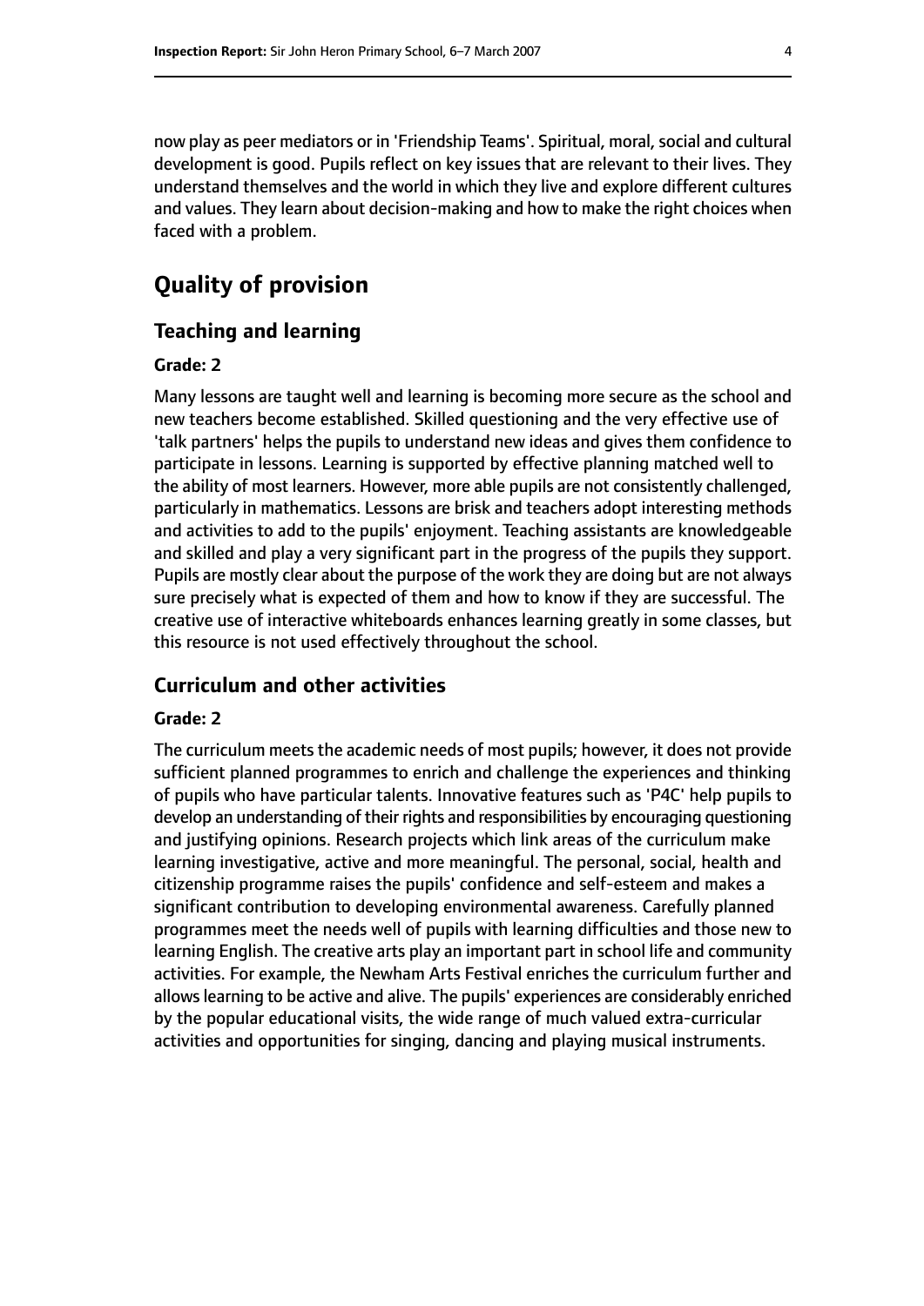now play as peer mediators or in 'Friendship Teams'. Spiritual, moral, social and cultural development is good. Pupils reflect on key issues that are relevant to their lives. They understand themselves and the world in which they live and explore different cultures and values. They learn about decision-making and how to make the right choices when faced with a problem.

# Quality of provision

## Teaching and learning

**Grade: 2**

Many lessons are taught well and learning is becoming more secure as the school and new teachers become established. Skilled questioning and the very effective use of 'talk partners' helps the pupils to understand new ideas and gives them confidence to participate in lessons. Learning is supported by effective planning matched well to the ability of most learners. However, more able pupils are not consistently challenged, particularly in mathematics. Lessons are brisk and teachers adopt interesting methods and activities to add to the pupils' enjoyment. Teaching assistants are knowledgeable and skilled and play a very significant part in the progress of the pupils they support. Pupils are mostly clear about the purpose of the work they are doing but are not always sure precisely what is expected of them and how to know if they are successful. The creative use of interactive whiteboards enhances learning greatly in some classes, but this resource is not used effectively throughout the school.

## Curriculum and other activities

**Grade: 2**

The curriculum meets the academic needs of most pupils; however, it does not provide sufficient planned programmes to enrich and challenge the experiences and thinking of pupils who have particular talents. Innovative features such as 'P4C' help pupils to develop an understanding of their rights and responsibilities by encouraging questioning and justifying opinions. Research projects which link areas of the curriculum make learning investigative, active and more meaningful. The personal, social, health and citizenship programme raises the pupils' confidence and self-esteem and makes a significant contribution to developing environmental awareness. Carefully planned programmes meet the needs well of pupils with learning difficulties and those new to learning English. The creative arts play an important part in school life and community activities. For example, the Newham Arts Festival enriches the curriculum further and allows learning to be active and alive. The pupils' experiences are considerably enriched by the popular educational visits, the wide range of much valued extra-curricular activities and opportunities for singing, dancing and playing musical instruments.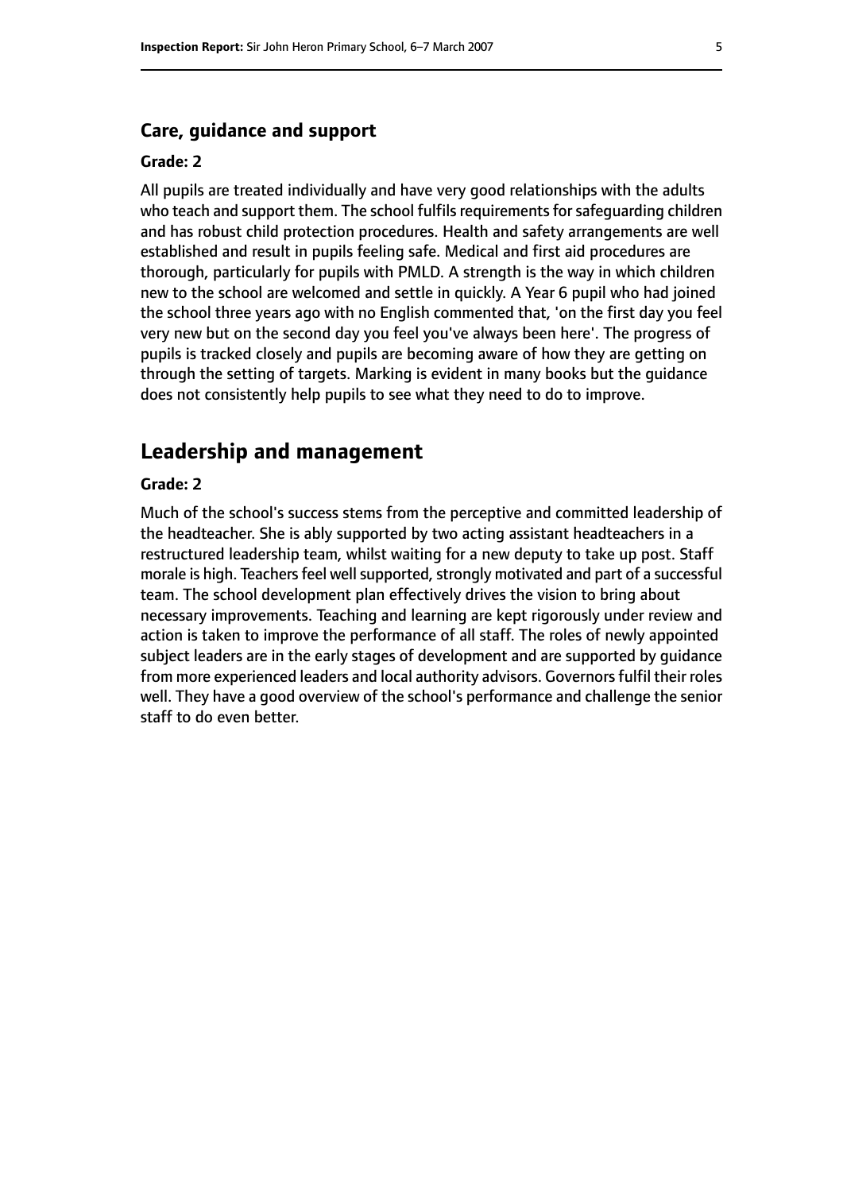### Care, guidance and support

#### Grade: 2

All pupils are treated individually and have very good relationships with the adults who teach and support them. The school fulfils requirements for safeguarding children and has robust child protection procedures. Health and safety arrangements are well established and result in pupils feeling safe. Medical and first aid procedures are thorough, particularly for pupils with PMLD. A strength is the way in which children new to the school are welcomed and settle in quickly. A Year 6 pupil who had joined the school three years ago with no English commented that, 'on the first day you feel very new but on the second day you feel you've always been here'. The progress of pupils is tracked closely and pupils are becoming aware of how they are getting on through the setting of targets. Marking is evident in many books but the guidance does not consistently help pupils to see what they need to do to improve.

## Leadership and management

#### Grade: 2

Much of the school's success stems from the perceptive and committed leadership of the headteacher. She is ably supported by two acting assistant headteachers in a restructured leadership team, whilst waiting for a new deputy to take up post. Staff morale is high. Teachers feel well supported, strongly motivated and part of a successful team. The school development plan effectively drives the vision to bring about necessary improvements. Teaching and learning are kept rigorously under review and action is taken to improve the performance of all staff. The roles of newly appointed subject leaders are in the early stages of development and are supported by guidance from more experienced leaders and local authority advisors. Governors fulfil their roles well. They have a good overview of the school's performance and challenge the senior staff to do even better.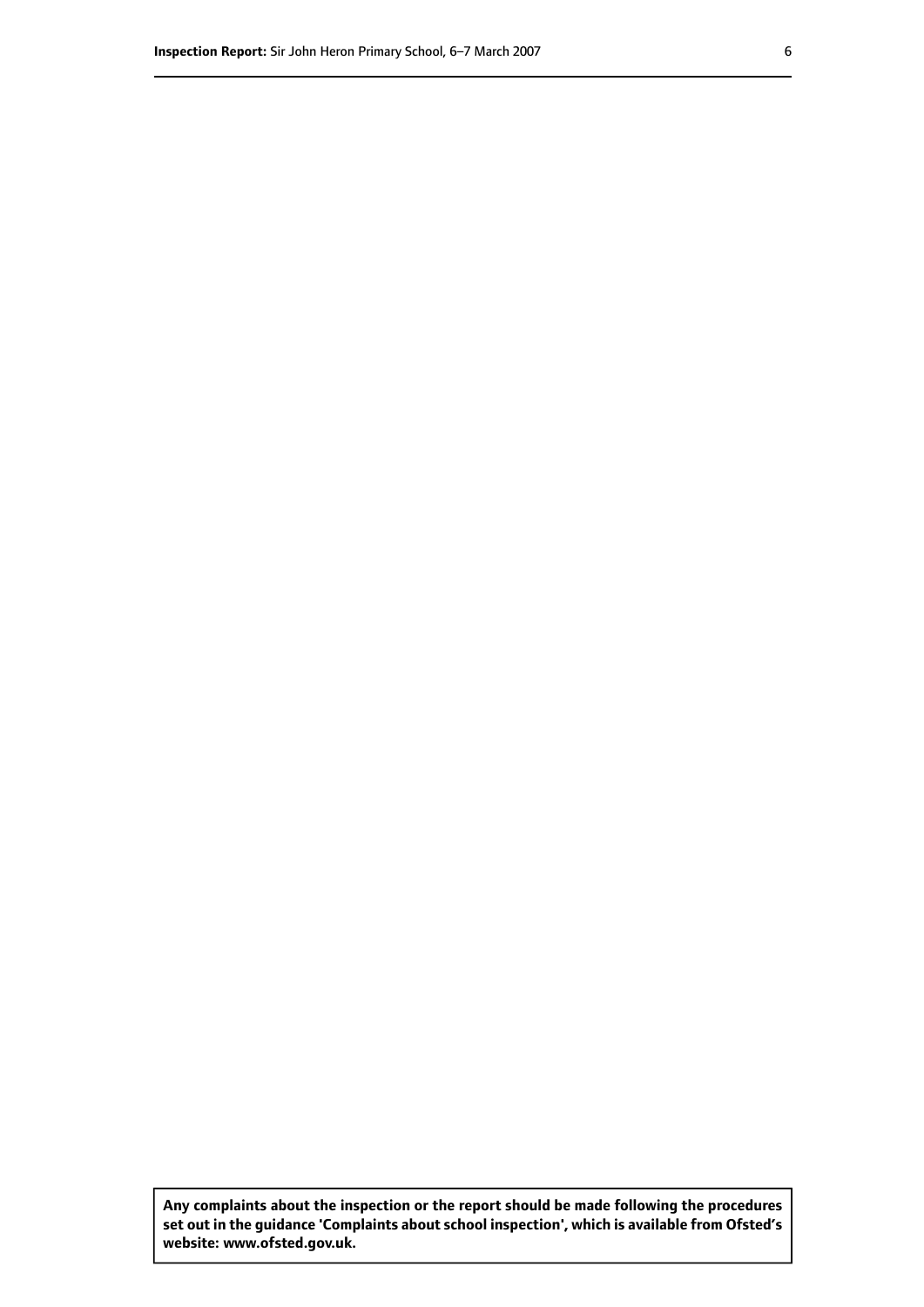**Any complaints about the inspection or the report should be made following the procedures set out in the guidance 'Complaints about school inspection', which is available from Ofsted's website: www.ofsted.gov.uk.**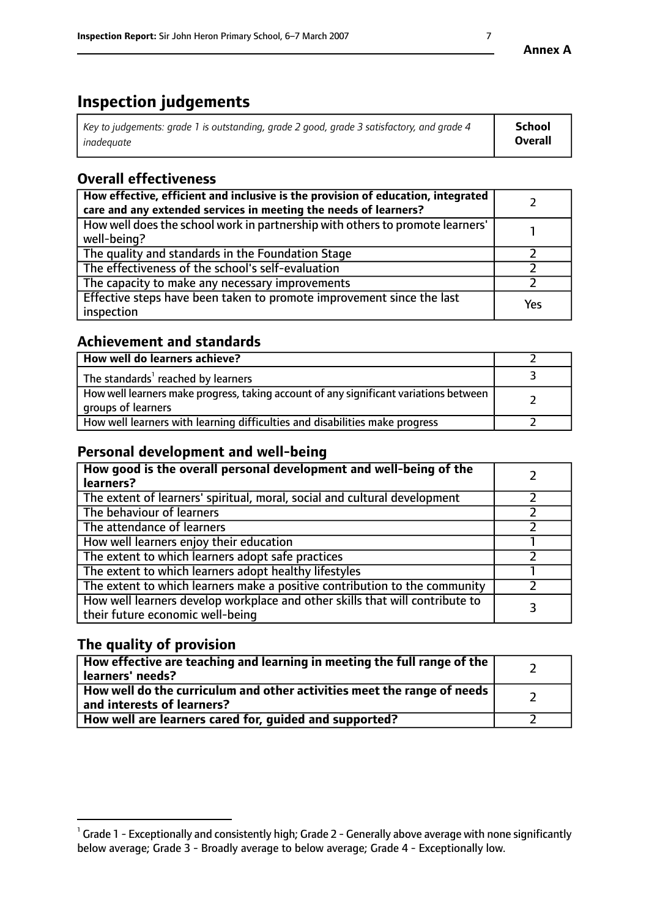**Annex A**

# Inspection judgements

| *Key to judgements: grade 1 is outstanding, grade 2 good, grade 3 satisfactory, and grade 4 inadequate* | **School Overall** |
|---|---|

## Overall effectiveness

| | |
|---|---|
| **How effective, efficient and inclusive is the provision of education, integrated care and any extended services in meeting the needs of learners?** | 2 |
| How well does the school work in partnership with others to promote learners' well-being? | 1 |
| The quality and standards in the Foundation Stage | 2 |
| The effectiveness of the school's self-evaluation | 2 |
| The capacity to make any necessary improvements | 2 |
| Effective steps have been taken to promote improvement since the last inspection | Yes |

## Achievement and standards

| | |
|---|---|
| **How well do learners achieve?** | 2 |
| The standards[1] reached by learners | 3 |
| How well learners make progress, taking account of any significant variations between groups of learners | 2 |
| How well learners with learning difficulties and disabilities make progress | 2 |

## Personal development and well-being

| | |
|---|---|
| **How good is the overall personal development and well-being of the learners?** | 2 |
| The extent of learners' spiritual, moral, social and cultural development | 2 |
| The behaviour of learners | 2 |
| The attendance of learners | 2 |
| How well learners enjoy their education | 1 |
| The extent to which learners adopt safe practices | 2 |
| The extent to which learners adopt healthy lifestyles | 1 |
| The extent to which learners make a positive contribution to the community | 2 |
| How well learners develop workplace and other skills that will contribute to their future economic well-being | 3 |

## The quality of provision

| | |
|---|---|
| **How effective are teaching and learning in meeting the full range of the learners' needs?** | 2 |
| **How well do the curriculum and other activities meet the range of needs and interests of learners?** | 2 |
| **How well are learners cared for, guided and supported?** | 2 |

[1] Grade 1 - Exceptionally and consistently high; Grade 2 - Generally above average with none significantly below average; Grade 3 - Broadly average to below average; Grade 4 - Exceptionally low.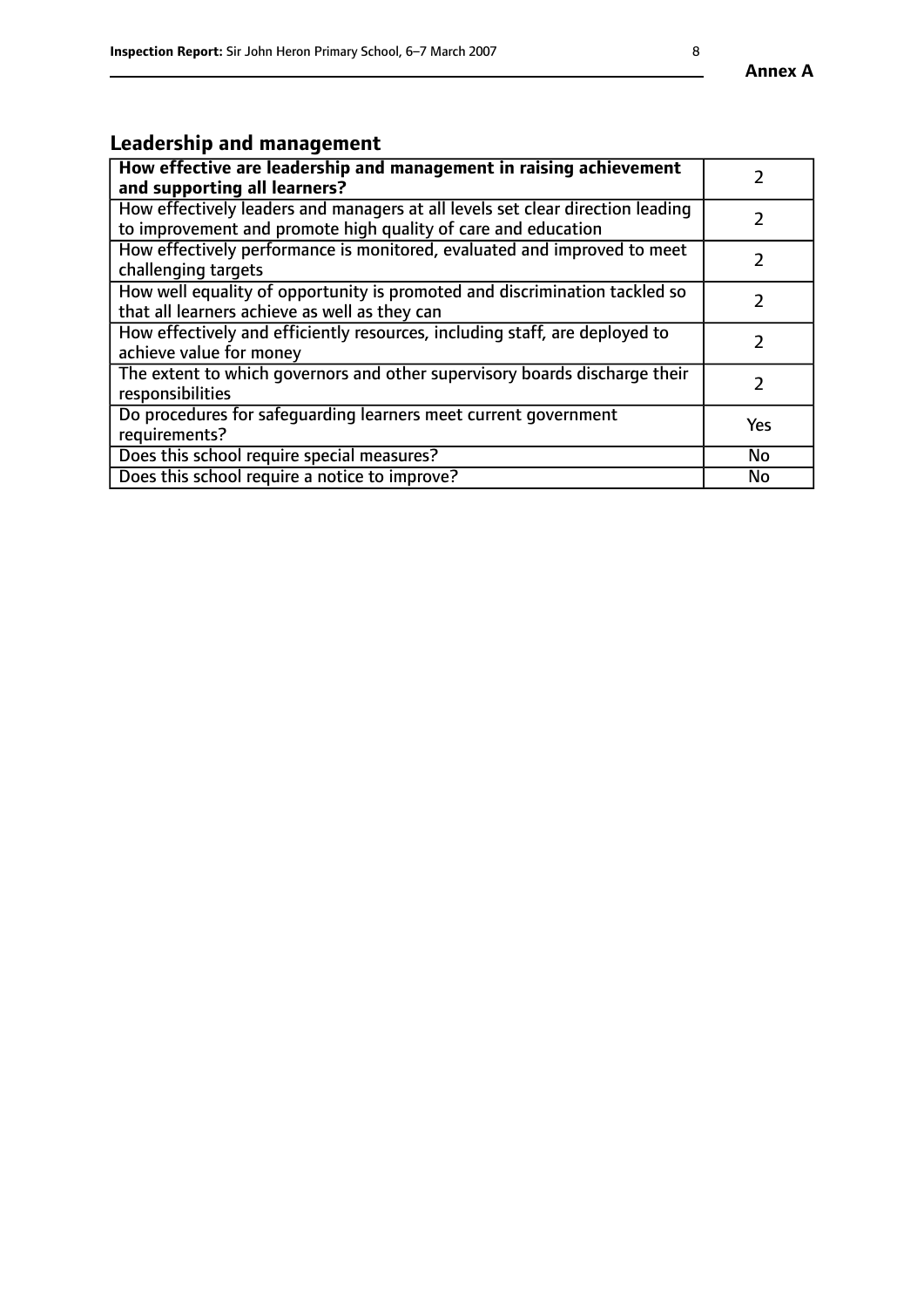## Leadership and management

| How effective are leadership and management in raising achievement and supporting all learners? | 2 |
|---|---|
| How effectively leaders and managers at all levels set clear direction leading to improvement and promote high quality of care and education | 2 |
| How effectively performance is monitored, evaluated and improved to meet challenging targets | 2 |
| How well equality of opportunity is promoted and discrimination tackled so that all learners achieve as well as they can | 2 |
| How effectively and efficiently resources, including staff, are deployed to achieve value for money | 2 |
| The extent to which governors and other supervisory boards discharge their responsibilities | 2 |
| Do procedures for safeguarding learners meet current government requirements? | Yes |
| Does this school require special measures? | No |
| Does this school require a notice to improve? | No |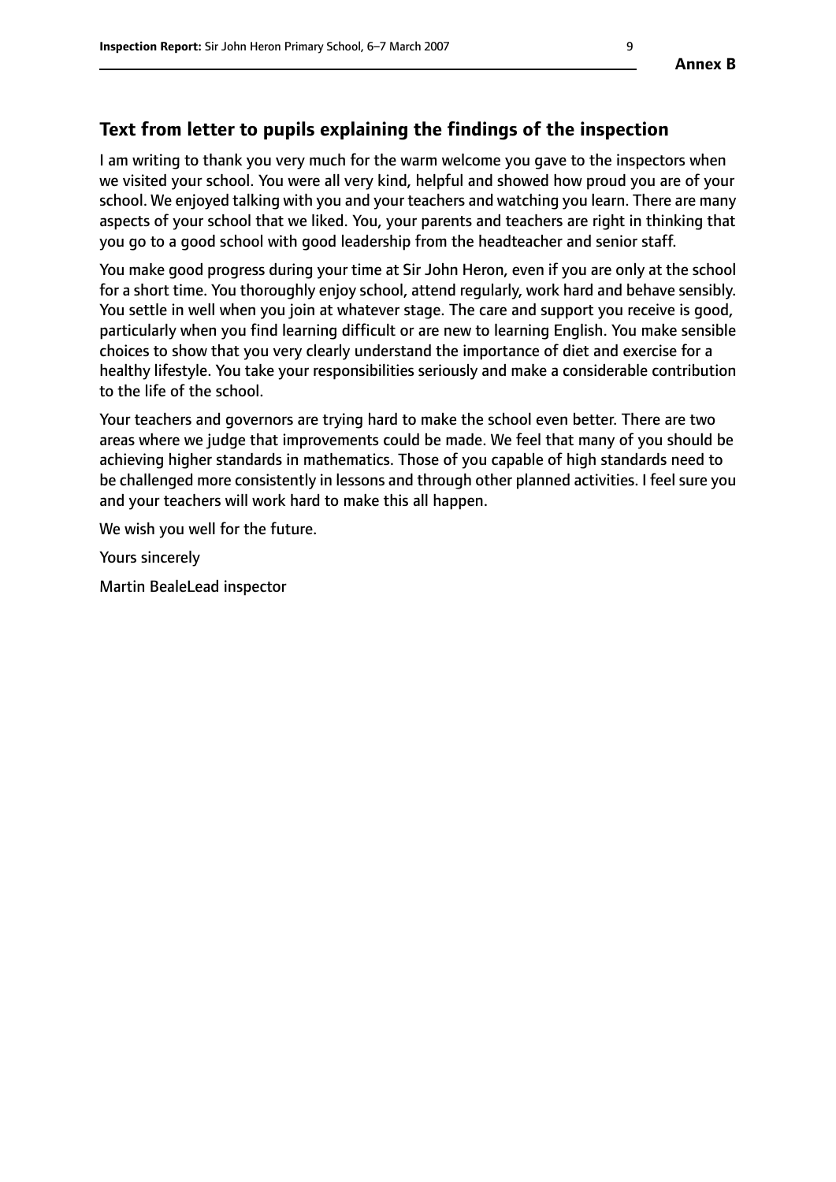## Text from letter to pupils explaining the findings of the inspection

I am writing to thank you very much for the warm welcome you gave to the inspectors when we visited your school. You were all very kind, helpful and showed how proud you are of your school. We enjoyed talking with you and your teachers and watching you learn. There are many aspects of your school that we liked. You, your parents and teachers are right in thinking that you go to a good school with good leadership from the headteacher and senior staff.

You make good progress during your time at Sir John Heron, even if you are only at the school for a short time. You thoroughly enjoy school, attend regularly, work hard and behave sensibly. You settle in well when you join at whatever stage. The care and support you receive is good, particularly when you find learning difficult or are new to learning English. You make sensible choices to show that you very clearly understand the importance of diet and exercise for a healthy lifestyle. You take your responsibilities seriously and make a considerable contribution to the life of the school.

Your teachers and governors are trying hard to make the school even better. There are two areas where we judge that improvements could be made. We feel that many of you should be achieving higher standards in mathematics. Those of you capable of high standards need to be challenged more consistently in lessons and through other planned activities. I feel sure you and your teachers will work hard to make this all happen.

We wish you well for the future.

Yours sincerely

Martin BealeLead inspector